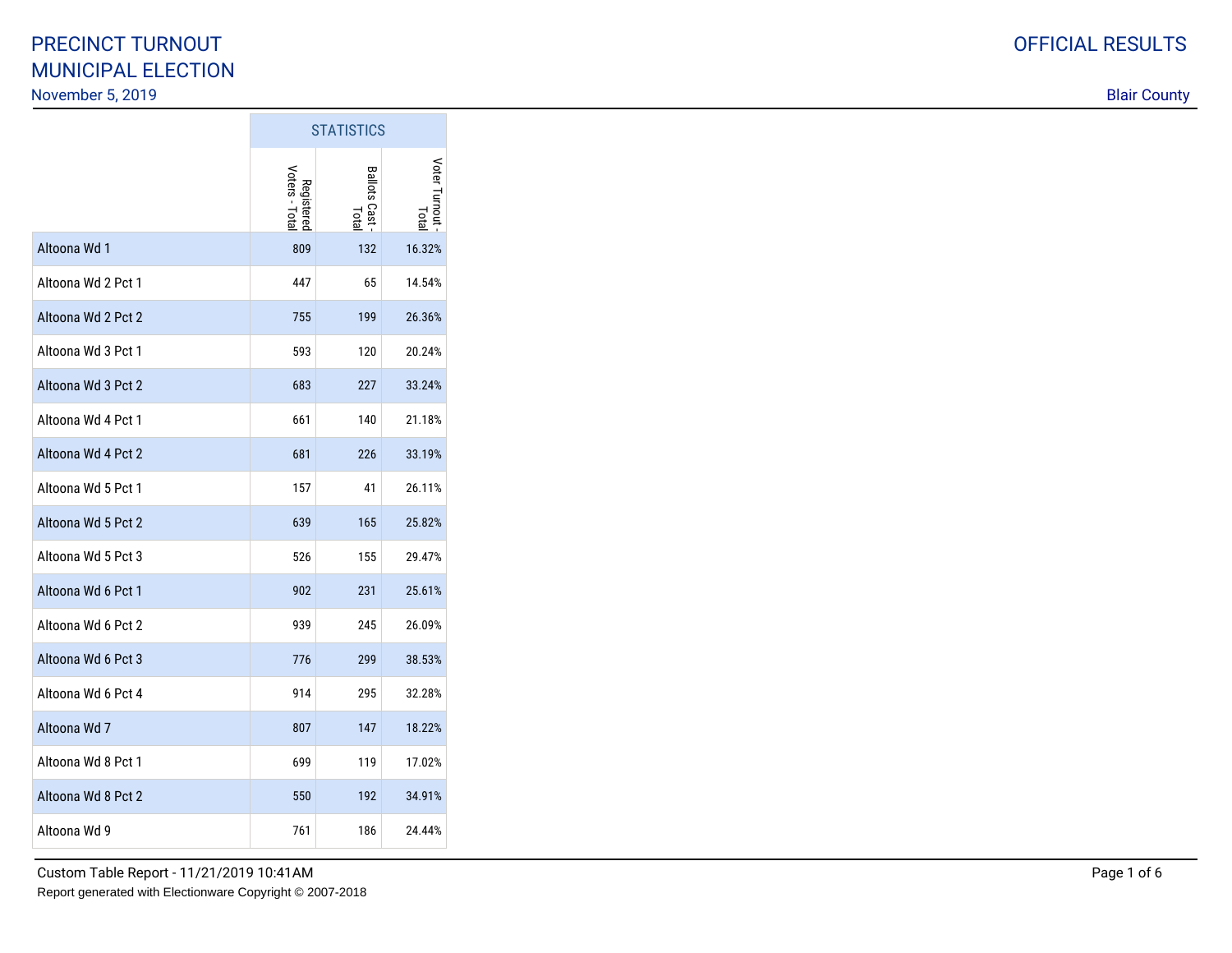# PRECINCT TURNOUT
# MUNICIPAL ELECTION

November 5, 2019

OFFICIAL RESULTS

Blair County

| | STATISTICS | | |
|---|---|---|---|
| | Registered Voters - Total | Ballots Cast - Total | Voter Turnout - Total |
| Altoona Wd 1 | 809 | 132 | 16.32% |
| Altoona Wd 2 Pct 1 | 447 | 65 | 14.54% |
| Altoona Wd 2 Pct 2 | 755 | 199 | 26.36% |
| Altoona Wd 3 Pct 1 | 593 | 120 | 20.24% |
| Altoona Wd 3 Pct 2 | 683 | 227 | 33.24% |
| Altoona Wd 4 Pct 1 | 661 | 140 | 21.18% |
| Altoona Wd 4 Pct 2 | 681 | 226 | 33.19% |
| Altoona Wd 5 Pct 1 | 157 | 41 | 26.11% |
| Altoona Wd 5 Pct 2 | 639 | 165 | 25.82% |
| Altoona Wd 5 Pct 3 | 526 | 155 | 29.47% |
| Altoona Wd 6 Pct 1 | 902 | 231 | 25.61% |
| Altoona Wd 6 Pct 2 | 939 | 245 | 26.09% |
| Altoona Wd 6 Pct 3 | 776 | 299 | 38.53% |
| Altoona Wd 6 Pct 4 | 914 | 295 | 32.28% |
| Altoona Wd 7 | 807 | 147 | 18.22% |
| Altoona Wd 8 Pct 1 | 699 | 119 | 17.02% |
| Altoona Wd 8 Pct 2 | 550 | 192 | 34.91% |
| Altoona Wd 9 | 761 | 186 | 24.44% |

Custom Table Report - 11/21/2019 10:41AM

Report generated with Electionware Copyright © 2007-2018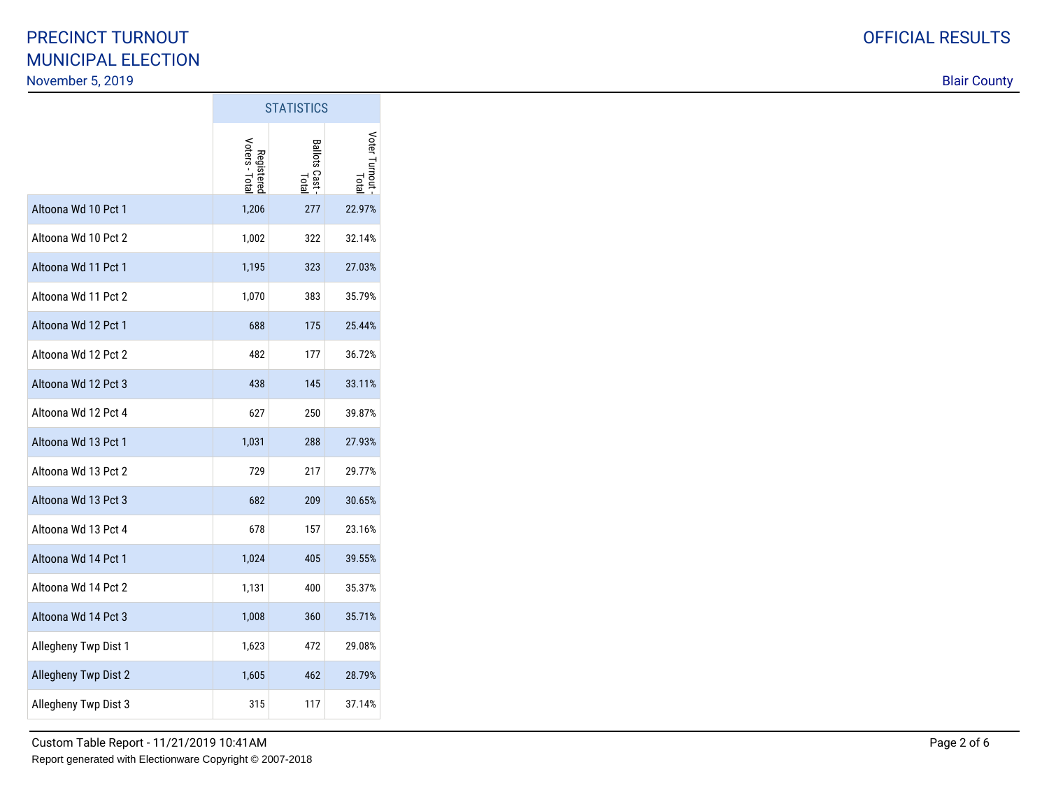# PRECINCT TURNOUT
# MUNICIPAL ELECTION

November 5, 2019

OFFICIAL RESULTS

Blair County

| | STATISTICS | | |
|---|---|---|---|
| | Registered Voters - Total | Ballots Cast - Total | Voter Turnout - Total |
| Altoona Wd 10 Pct 1 | 1,206 | 277 | 22.97% |
| Altoona Wd 10 Pct 2 | 1,002 | 322 | 32.14% |
| Altoona Wd 11 Pct 1 | 1,195 | 323 | 27.03% |
| Altoona Wd 11 Pct 2 | 1,070 | 383 | 35.79% |
| Altoona Wd 12 Pct 1 | 688 | 175 | 25.44% |
| Altoona Wd 12 Pct 2 | 482 | 177 | 36.72% |
| Altoona Wd 12 Pct 3 | 438 | 145 | 33.11% |
| Altoona Wd 12 Pct 4 | 627 | 250 | 39.87% |
| Altoona Wd 13 Pct 1 | 1,031 | 288 | 27.93% |
| Altoona Wd 13 Pct 2 | 729 | 217 | 29.77% |
| Altoona Wd 13 Pct 3 | 682 | 209 | 30.65% |
| Altoona Wd 13 Pct 4 | 678 | 157 | 23.16% |
| Altoona Wd 14 Pct 1 | 1,024 | 405 | 39.55% |
| Altoona Wd 14 Pct 2 | 1,131 | 400 | 35.37% |
| Altoona Wd 14 Pct 3 | 1,008 | 360 | 35.71% |
| Allegheny Twp Dist 1 | 1,623 | 472 | 29.08% |
| Allegheny Twp Dist 2 | 1,605 | 462 | 28.79% |
| Allegheny Twp Dist 3 | 315 | 117 | 37.14% |

Custom Table Report - 11/21/2019 10:41AM

Report generated with Electionware Copyright © 2007-2018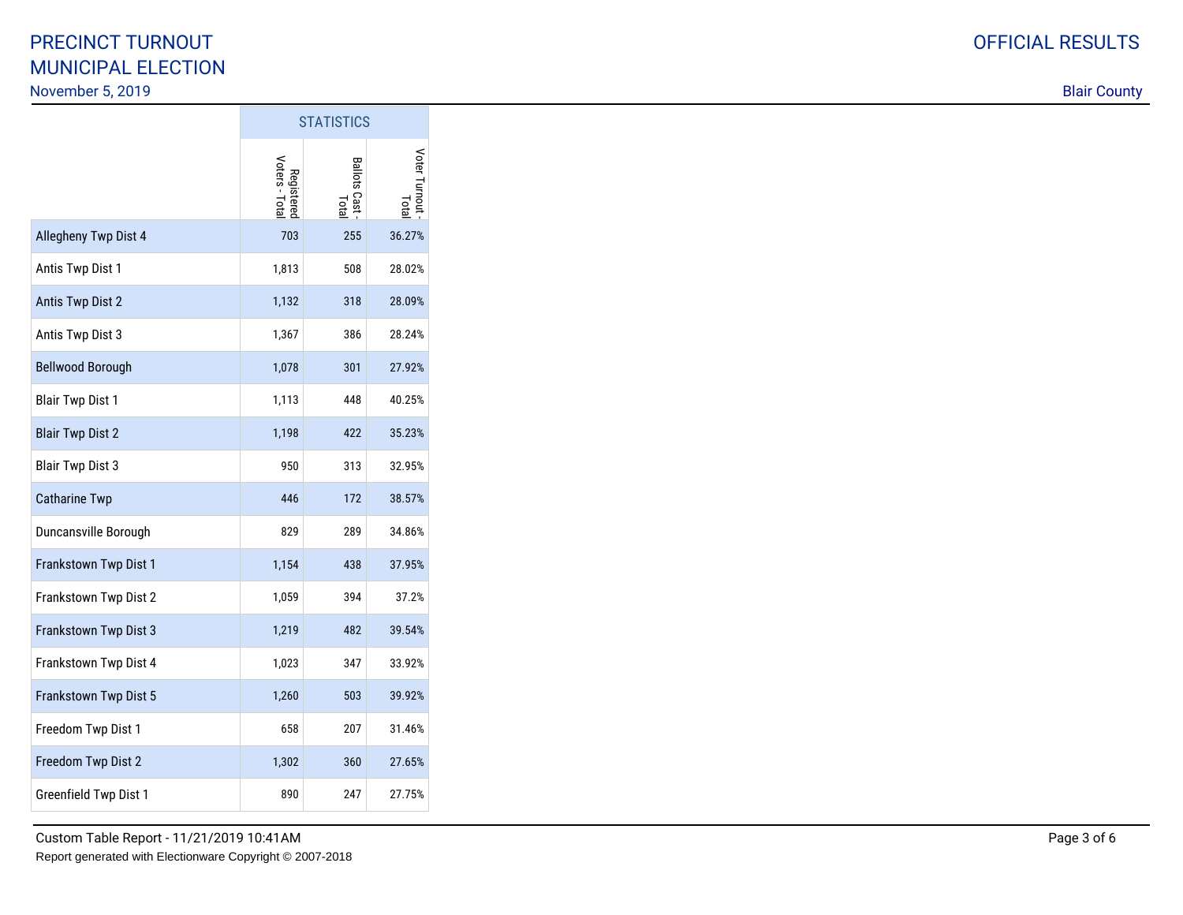# PRECINCT TURNOUT
# MUNICIPAL ELECTION

November 5, 2019

OFFICIAL RESULTS

Blair County

| | STATISTICS | | |
|---|---|---|---|
| | Registered Voters - Total | Ballots Cast - Total | Voter Turnout - Total |
| Allegheny Twp Dist 4 | 703 | 255 | 36.27% |
| Antis Twp Dist 1 | 1,813 | 508 | 28.02% |
| Antis Twp Dist 2 | 1,132 | 318 | 28.09% |
| Antis Twp Dist 3 | 1,367 | 386 | 28.24% |
| Bellwood Borough | 1,078 | 301 | 27.92% |
| Blair Twp Dist 1 | 1,113 | 448 | 40.25% |
| Blair Twp Dist 2 | 1,198 | 422 | 35.23% |
| Blair Twp Dist 3 | 950 | 313 | 32.95% |
| Catharine Twp | 446 | 172 | 38.57% |
| Duncansville Borough | 829 | 289 | 34.86% |
| Frankstown Twp Dist 1 | 1,154 | 438 | 37.95% |
| Frankstown Twp Dist 2 | 1,059 | 394 | 37.2% |
| Frankstown Twp Dist 3 | 1,219 | 482 | 39.54% |
| Frankstown Twp Dist 4 | 1,023 | 347 | 33.92% |
| Frankstown Twp Dist 5 | 1,260 | 503 | 39.92% |
| Freedom Twp Dist 1 | 658 | 207 | 31.46% |
| Freedom Twp Dist 2 | 1,302 | 360 | 27.65% |
| Greenfield Twp Dist 1 | 890 | 247 | 27.75% |

Custom Table Report - 11/21/2019 10:41AM

Report generated with Electionware Copyright © 2007-2018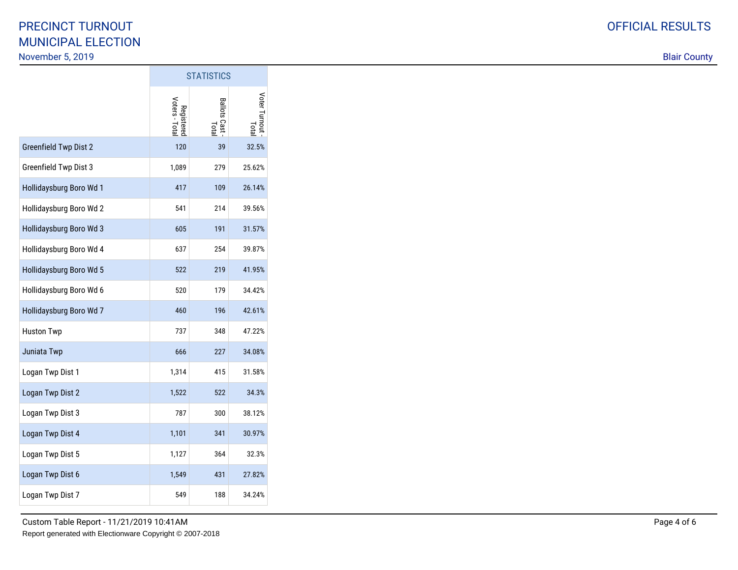# PRECINCT TURNOUT
# MUNICIPAL ELECTION

November 5, 2019

OFFICIAL RESULTS

Blair County

| | STATISTICS | | |
|---|---|---|---|
| | Registered Voters - Total | Ballots Cast - Total | Voter Turnout - Total |
| Greenfield Twp Dist 2 | 120 | 39 | 32.5% |
| Greenfield Twp Dist 3 | 1,089 | 279 | 25.62% |
| Hollidaysburg Boro Wd 1 | 417 | 109 | 26.14% |
| Hollidaysburg Boro Wd 2 | 541 | 214 | 39.56% |
| Hollidaysburg Boro Wd 3 | 605 | 191 | 31.57% |
| Hollidaysburg Boro Wd 4 | 637 | 254 | 39.87% |
| Hollidaysburg Boro Wd 5 | 522 | 219 | 41.95% |
| Hollidaysburg Boro Wd 6 | 520 | 179 | 34.42% |
| Hollidaysburg Boro Wd 7 | 460 | 196 | 42.61% |
| Huston Twp | 737 | 348 | 47.22% |
| Juniata Twp | 666 | 227 | 34.08% |
| Logan Twp Dist 1 | 1,314 | 415 | 31.58% |
| Logan Twp Dist 2 | 1,522 | 522 | 34.3% |
| Logan Twp Dist 3 | 787 | 300 | 38.12% |
| Logan Twp Dist 4 | 1,101 | 341 | 30.97% |
| Logan Twp Dist 5 | 1,127 | 364 | 32.3% |
| Logan Twp Dist 6 | 1,549 | 431 | 27.82% |
| Logan Twp Dist 7 | 549 | 188 | 34.24% |

Custom Table Report - 11/21/2019 10:41AM

Report generated with Electionware Copyright © 2007-2018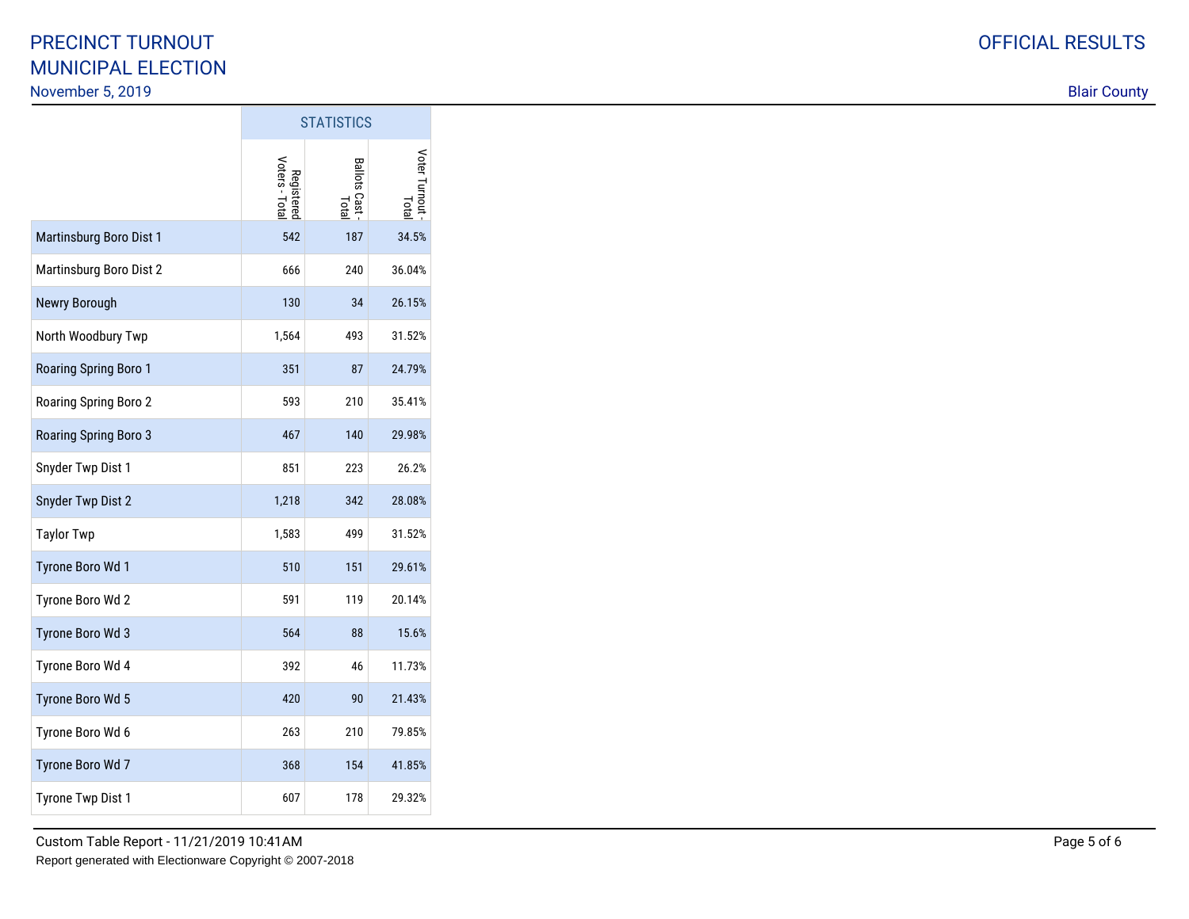# PRECINCT TURNOUT
## MUNICIPAL ELECTION

November 5, 2019

OFFICIAL RESULTS

Blair County

| | STATISTICS | | |
|---|---|---|---|
| | Registered Voters - Total | Ballots Cast - Total | Voter Turnout - Total |
| Martinsburg Boro Dist 1 | 542 | 187 | 34.5% |
| Martinsburg Boro Dist 2 | 666 | 240 | 36.04% |
| Newry Borough | 130 | 34 | 26.15% |
| North Woodbury Twp | 1,564 | 493 | 31.52% |
| Roaring Spring Boro 1 | 351 | 87 | 24.79% |
| Roaring Spring Boro 2 | 593 | 210 | 35.41% |
| Roaring Spring Boro 3 | 467 | 140 | 29.98% |
| Snyder Twp Dist 1 | 851 | 223 | 26.2% |
| Snyder Twp Dist 2 | 1,218 | 342 | 28.08% |
| Taylor Twp | 1,583 | 499 | 31.52% |
| Tyrone Boro Wd 1 | 510 | 151 | 29.61% |
| Tyrone Boro Wd 2 | 591 | 119 | 20.14% |
| Tyrone Boro Wd 3 | 564 | 88 | 15.6% |
| Tyrone Boro Wd 4 | 392 | 46 | 11.73% |
| Tyrone Boro Wd 5 | 420 | 90 | 21.43% |
| Tyrone Boro Wd 6 | 263 | 210 | 79.85% |
| Tyrone Boro Wd 7 | 368 | 154 | 41.85% |
| Tyrone Twp Dist 1 | 607 | 178 | 29.32% |

Custom Table Report - 11/21/2019 10:41AM

Report generated with Electionware Copyright © 2007-2018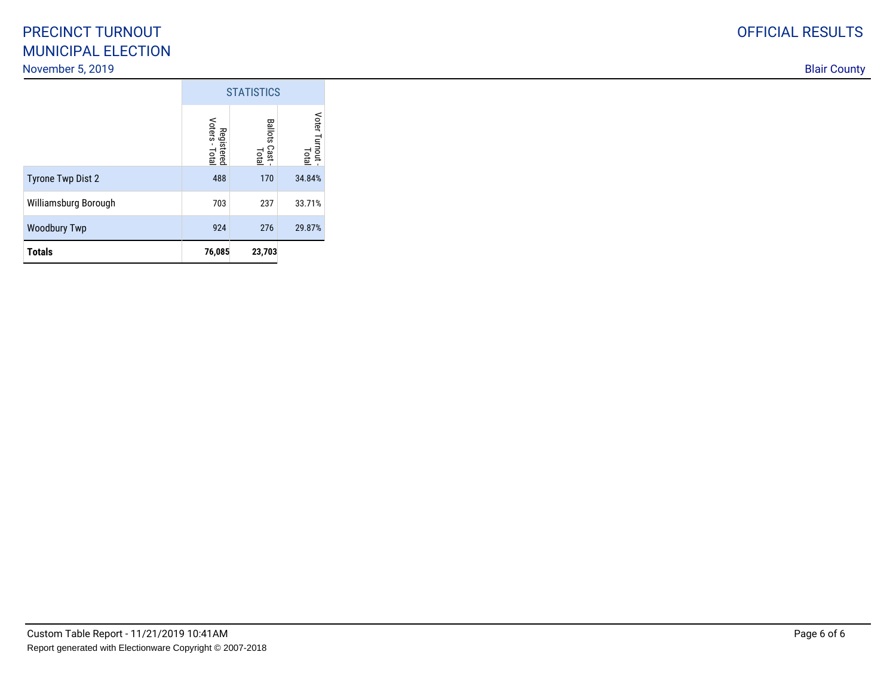# PRECINCT TURNOUT
# MUNICIPAL ELECTION

November 5, 2019

OFFICIAL RESULTS

Blair County

| | STATISTICS | | |
|---|---|---|---|
| | Registered Voters - Total | Ballots Cast - Total | Voter Turnout - Total |
| Tyrone Twp Dist 2 | 488 | 170 | 34.84% |
| Williamsburg Borough | 703 | 237 | 33.71% |
| Woodbury Twp | 924 | 276 | 29.87% |
| **Totals** | **76,085** | **23,703** | |

Custom Table Report - 11/21/2019 10:41AM

Report generated with Electionware Copyright © 2007-2018